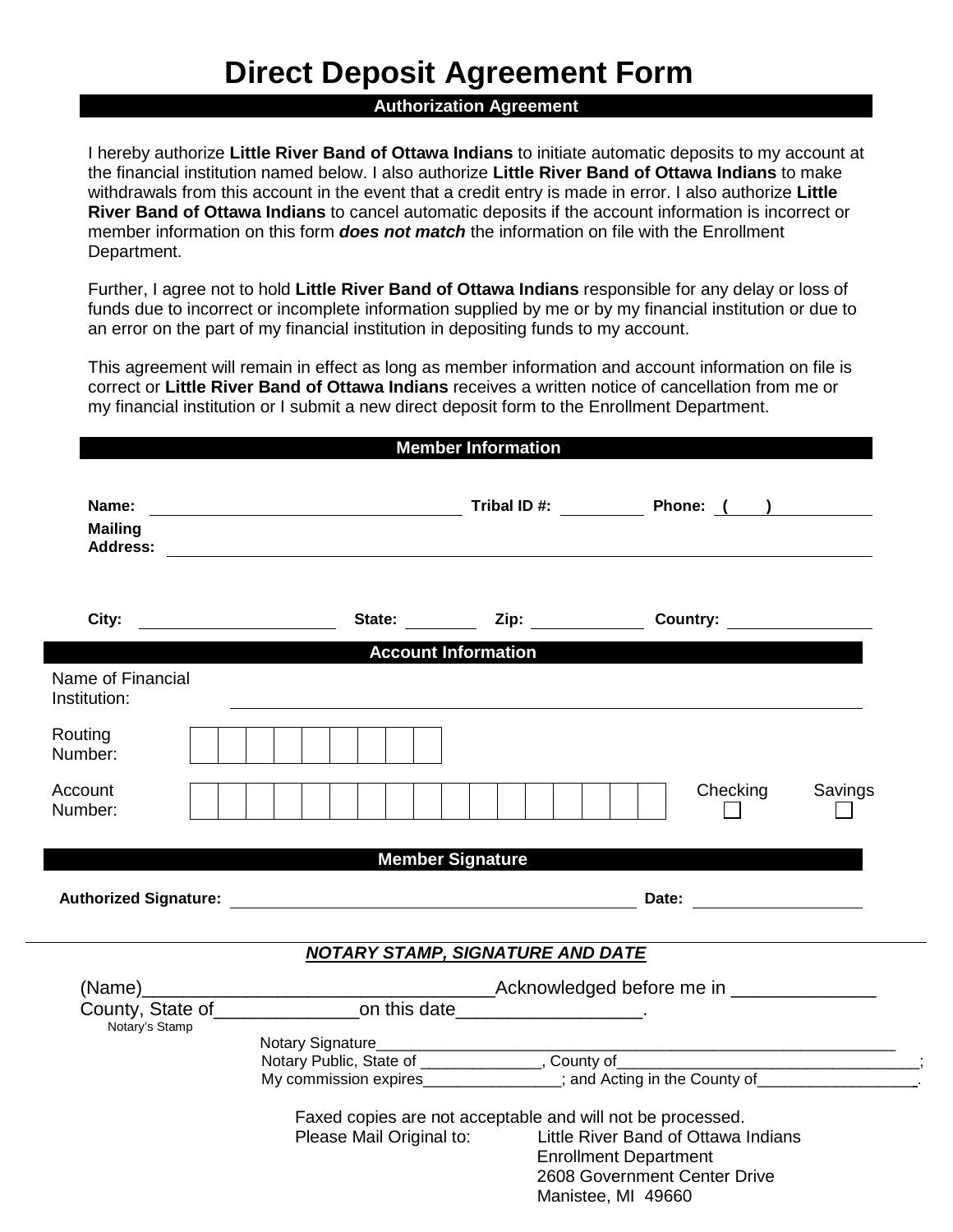# Direct Deposit Agreement Form

## Authorization Agreement

I hereby authorize **Little River Band of Ottawa Indians** to initiate automatic deposits to my account at the financial institution named below. I also authorize **Little River Band of Ottawa Indians** to make withdrawals from this account in the event that a credit entry is made in error. I also authorize **Little River Band of Ottawa Indians** to cancel automatic deposits if the account information is incorrect or member information on this form ***does not match*** the information on file with the Enrollment Department.

Further, I agree not to hold **Little River Band of Ottawa Indians** responsible for any delay or loss of funds due to incorrect or incomplete information supplied by me or by my financial institution or due to an error on the part of my financial institution in depositing funds to my account.

This agreement will remain in effect as long as member information and account information on file is correct or **Little River Band of Ottawa Indians** receives a written notice of cancellation from me or my financial institution or I submit a new direct deposit form to the Enrollment Department.

## Member Information

**Name:** ______________________________ **Tribal ID #:** __________ **Phone:** ( ) __________

**Mailing Address:** ____________________________________________________________

**City:** ____________________ **State:** ________ **Zip:** ____________ **Country:** ______________

## Account Information

Name of Financial Institution: ____________________________________________________________

Routing Number: | | | | | | | | | |

Account Number: | | | | | | | | | | | | | | | | | |  Checking ☐ Savings ☐

## Member Signature

**Authorized Signature:** ________________________________________ **Date:** ________________

---

***NOTARY STAMP, SIGNATURE AND DATE***

(Name)_________________________________Acknowledged before me in _____________ County, State of_____________on this date_________________.

Notary's Stamp

Notary Signature____________________________________________________________
Notary Public, State of ______________, County of___________________________________;
My commission expires________________; and Acting in the County of__________________.

Faxed copies are not acceptable and will not be processed.

Please Mail Original to: Little River Band of Ottawa Indians
Enrollment Department
2608 Government Center Drive
Manistee, MI 49660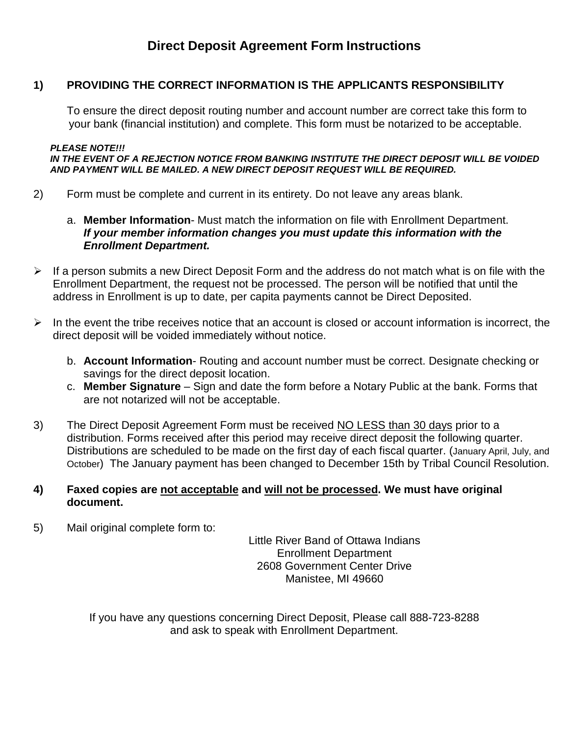# Direct Deposit Agreement Form Instructions

**1) PROVIDING THE CORRECT INFORMATION IS THE APPLICANTS RESPONSIBILITY**

To ensure the direct deposit routing number and account number are correct take this form to your bank (financial institution) and complete. This form must be notarized to be acceptable.

***PLEASE NOTE!!!***
***IN THE EVENT OF A REJECTION NOTICE FROM BANKING INSTITUTE THE DIRECT DEPOSIT WILL BE VOIDED AND PAYMENT WILL BE MAILED. A NEW DIRECT DEPOSIT REQUEST WILL BE REQUIRED.***

2) Form must be complete and current in its entirety. Do not leave any areas blank.

a. **Member Information**- Must match the information on file with Enrollment Department. ***If your member information changes you must update this information with the Enrollment Department.***

- If a person submits a new Direct Deposit Form and the address do not match what is on file with the Enrollment Department, the request not be processed. The person will be notified that until the address in Enrollment is up to date, per capita payments cannot be Direct Deposited.
- In the event the tribe receives notice that an account is closed or account information is incorrect, the direct deposit will be voided immediately without notice.

b. **Account Information**- Routing and account number must be correct. Designate checking or savings for the direct deposit location.

c. **Member Signature** – Sign and date the form before a Notary Public at the bank. Forms that are not notarized will not be acceptable.

3) The Direct Deposit Agreement Form must be received NO LESS than 30 days prior to a distribution. Forms received after this period may receive direct deposit the following quarter. Distributions are scheduled to be made on the first day of each fiscal quarter. (January April, July, and October) The January payment has been changed to December 15th by Tribal Council Resolution.

**4) Faxed copies are not acceptable and will not be processed. We must have original document.**

5) Mail original complete form to:

Little River Band of Ottawa Indians
Enrollment Department
2608 Government Center Drive
Manistee, MI 49660

If you have any questions concerning Direct Deposit, Please call 888-723-8288 and ask to speak with Enrollment Department.